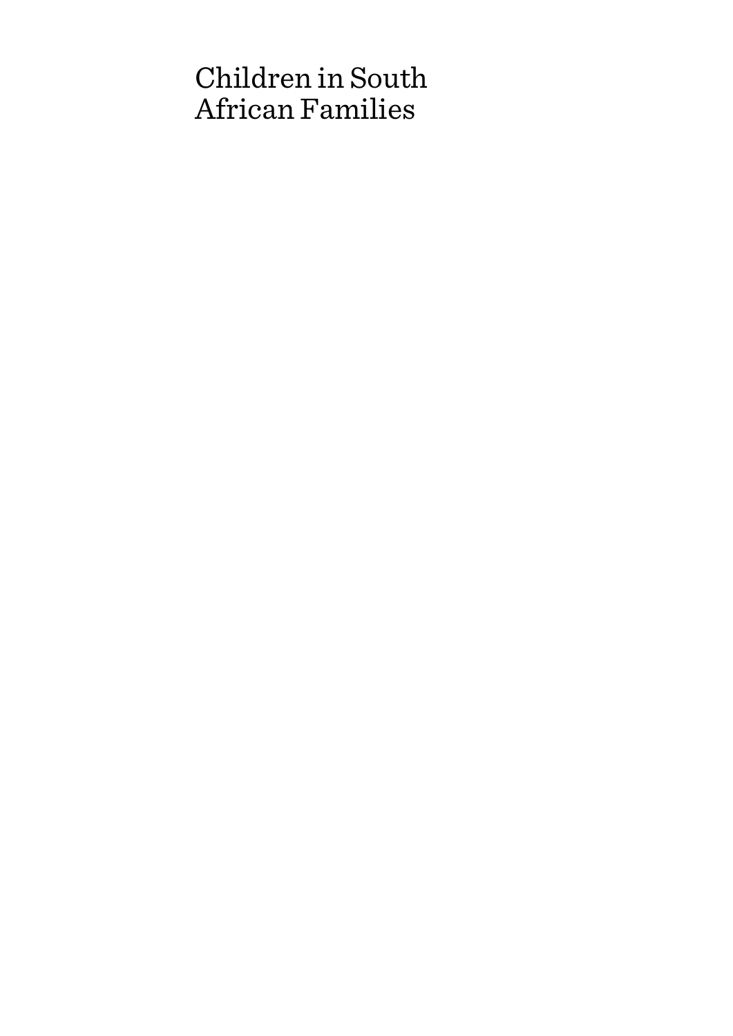# Children in South African Families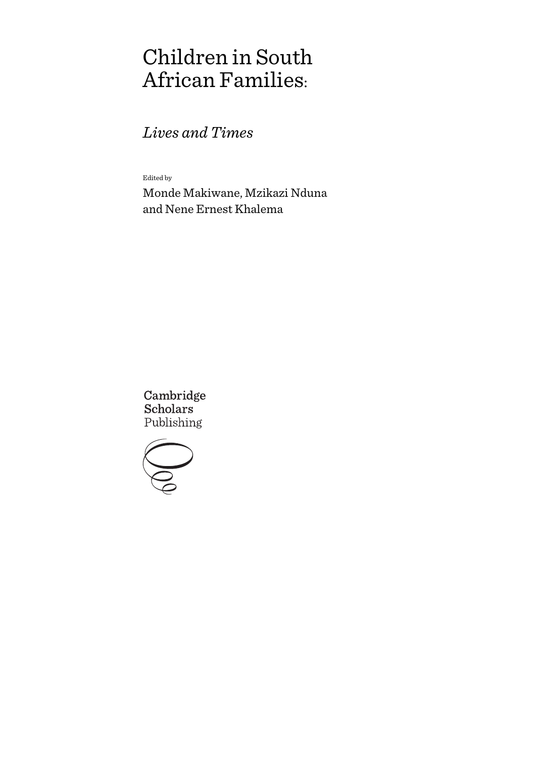# Children in South African Families:

## *Lives and Times*

Edited by

Monde Makiwane, Mzikazi Nduna and Nene Ernest Khalema

Cambridge Scholars Publishing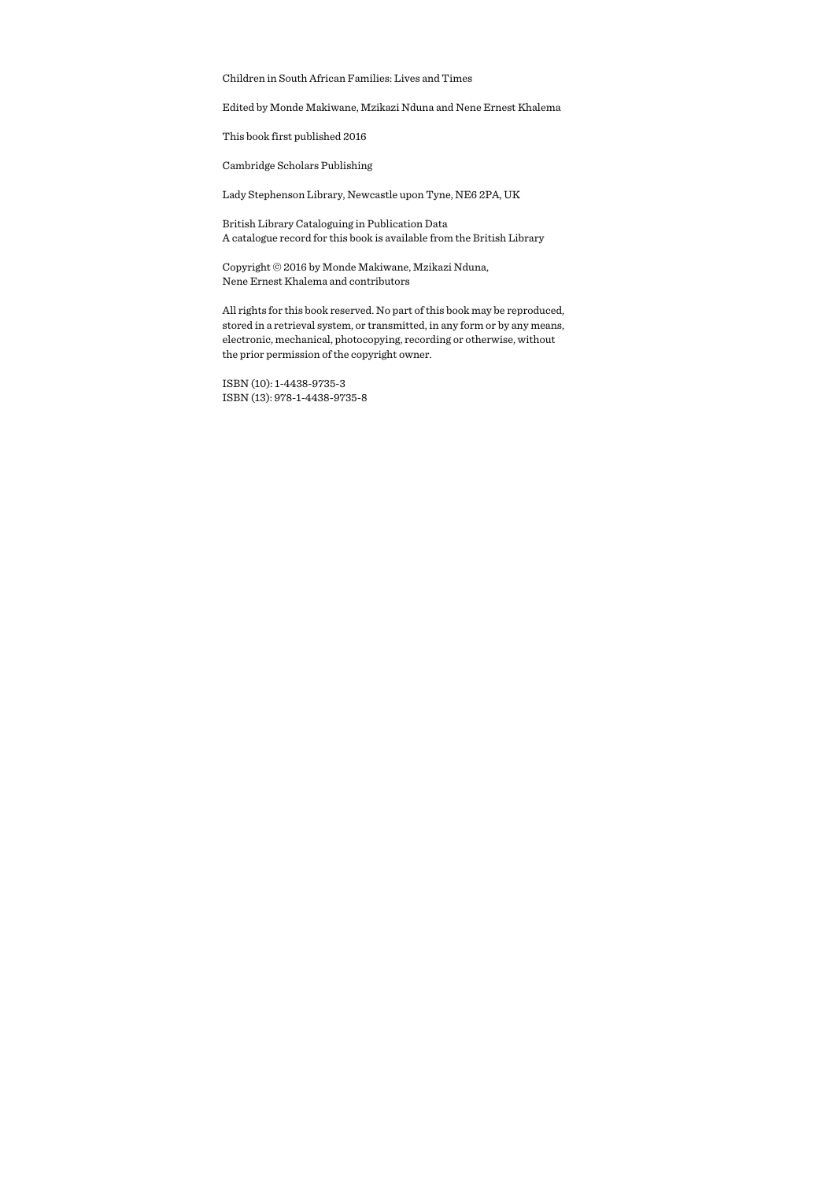Children in South African Families: Lives and Times

Edited by Monde Makiwane, Mzikazi Nduna and Nene Ernest Khalema

This book first published 2016

Cambridge Scholars Publishing

Lady Stephenson Library, Newcastle upon Tyne, NE6 2PA, UK

British Library Cataloguing in Publication Data
A catalogue record for this book is available from the British Library

Copyright © 2016 by Monde Makiwane, Mzikazi Nduna,
Nene Ernest Khalema and contributors

All rights for this book reserved. No part of this book may be reproduced, stored in a retrieval system, or transmitted, in any form or by any means, electronic, mechanical, photocopying, recording or otherwise, without the prior permission of the copyright owner.

ISBN (10): 1-4438-9735-3
ISBN (13): 978-1-4438-9735-8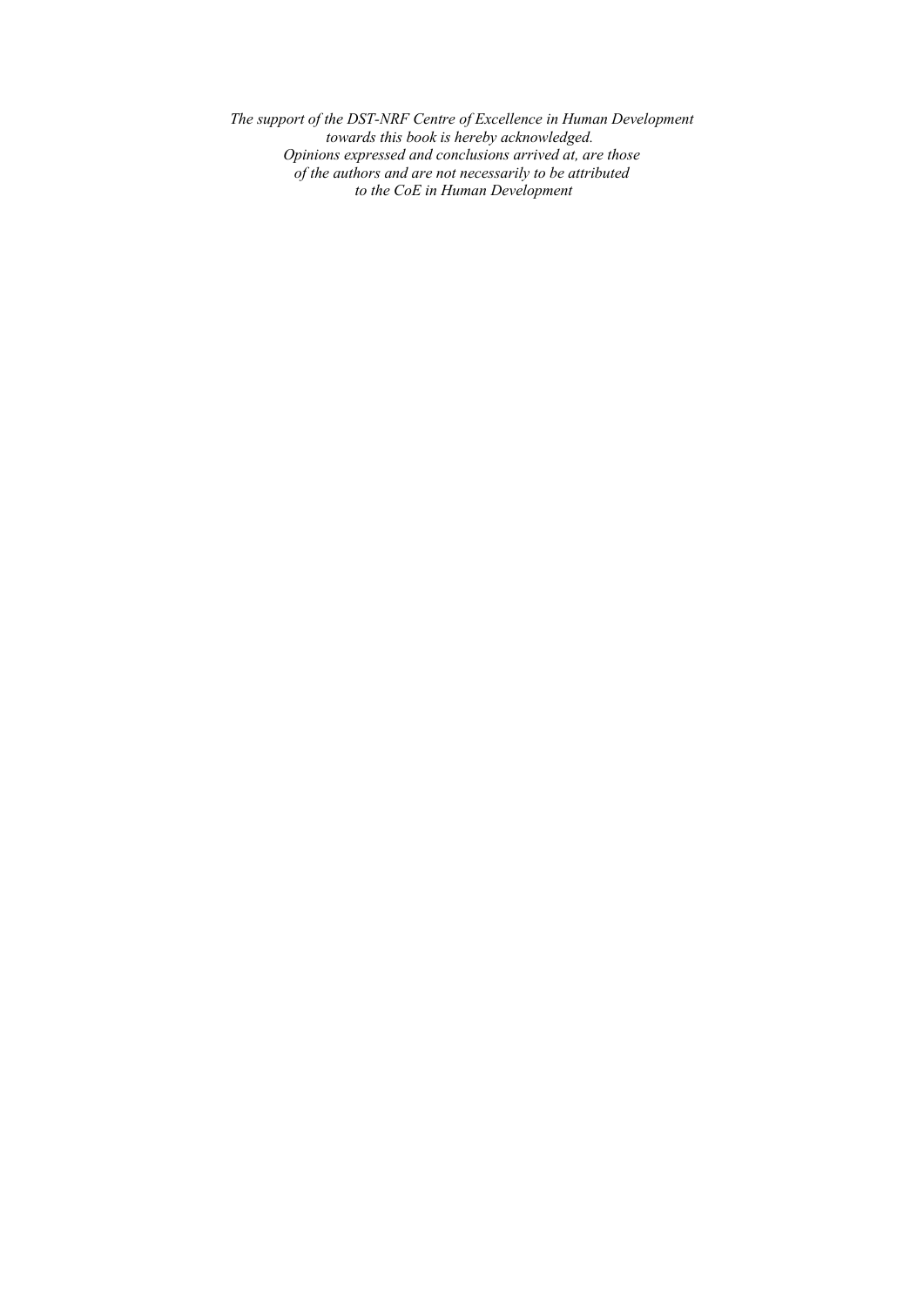*The support of the DST-NRF Centre of Excellence in Human Development towards this book is hereby acknowledged. Opinions expressed and conclusions arrived at, are those of the authors and are not necessarily to be attributed to the CoE in Human Development*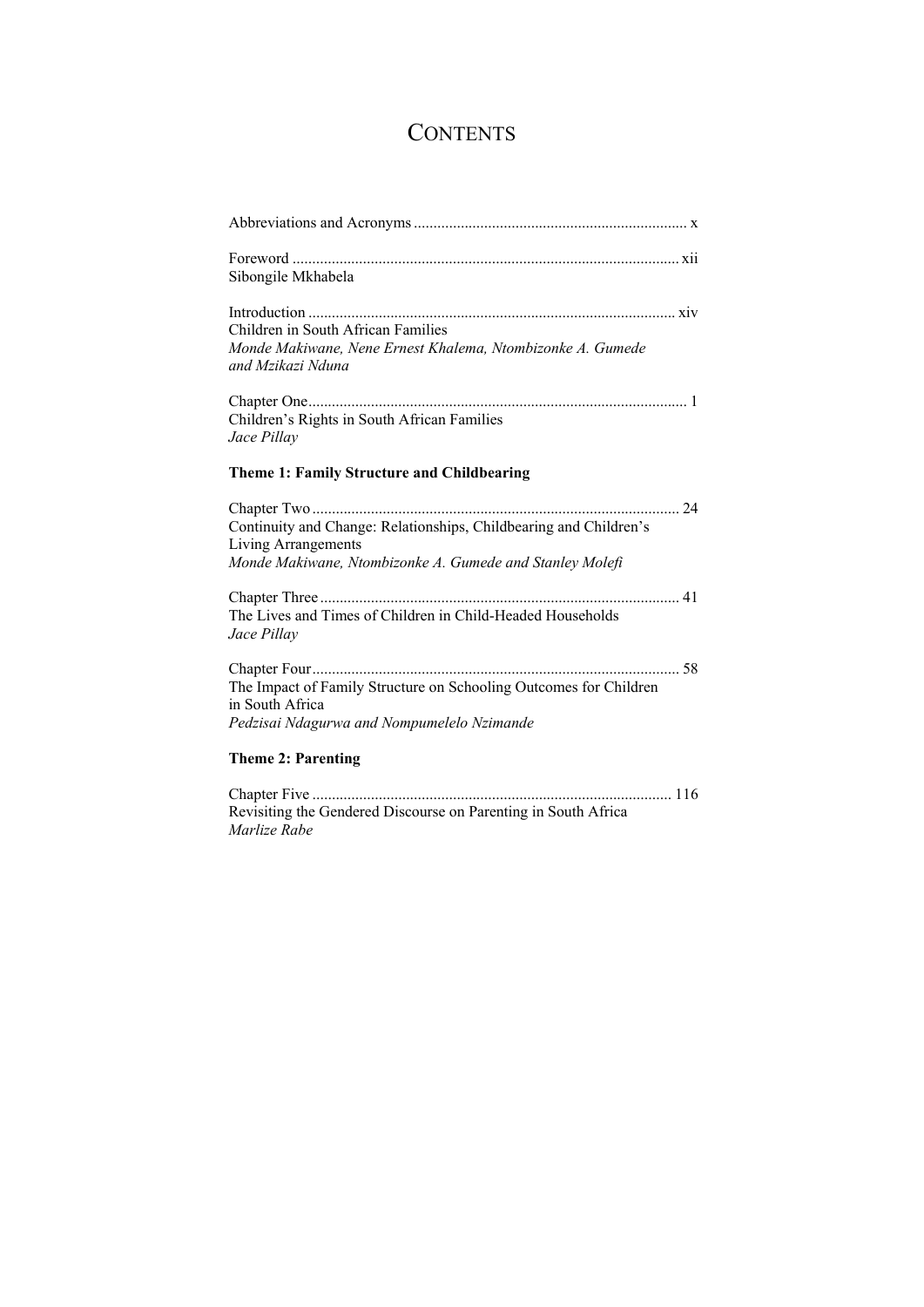# CONTENTS

Abbreviations and Acronyms ..................................................................... x

Foreword ................................................................................................ xii
Sibongile Mkhabela

Introduction ............................................................................................ xiv
Children in South African Families
*Monde Makiwane, Nene Ernest Khalema, Ntombizonke A. Gumede and Mzikazi Nduna*

Chapter One............................................................................................... 1
Children's Rights in South African Families
*Jace Pillay*

**Theme 1: Family Structure and Childbearing**

Chapter Two ............................................................................................ 24
Continuity and Change: Relationships, Childbearing and Children's Living Arrangements
*Monde Makiwane, Ntombizonke A. Gumede and Stanley Molefi*

Chapter Three .......................................................................................... 41
The Lives and Times of Children in Child-Headed Households
*Jace Pillay*

Chapter Four............................................................................................ 58
The Impact of Family Structure on Schooling Outcomes for Children in South Africa
*Pedzisai Ndagurwa and Nompumelelo Nzimande*

**Theme 2: Parenting**

Chapter Five .......................................................................................... 116
Revisiting the Gendered Discourse on Parenting in South Africa
*Marlize Rabe*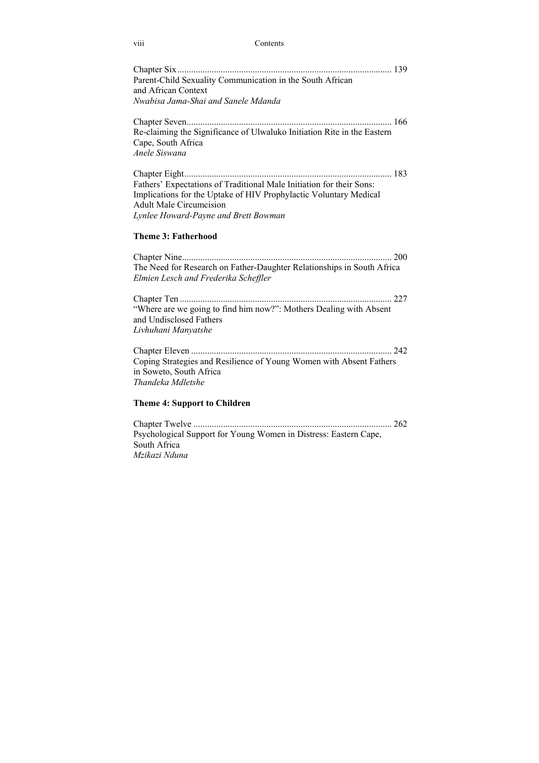Chapter Six ........................................................................................ 139
Parent-Child Sexuality Communication in the South African and African Context
*Nwabisa Jama-Shai and Sanele Mdanda*

Chapter Seven...................................................................................... 166
Re-claiming the Significance of Ulwaluko Initiation Rite in the Eastern Cape, South Africa
*Anele Siswana*

Chapter Eight........................................................................................ 183
Fathers' Expectations of Traditional Male Initiation for their Sons: Implications for the Uptake of HIV Prophylactic Voluntary Medical Adult Male Circumcision
*Lynlee Howard-Payne and Brett Bowman*

**Theme 3: Fatherhood**

Chapter Nine......................................................................................... 200
The Need for Research on Father-Daughter Relationships in South Africa
*Elmien Lesch and Frederika Scheffler*

Chapter Ten .......................................................................................... 227
"Where are we going to find him now?": Mothers Dealing with Absent and Undisclosed Fathers
*Livhuhani Manyatshe*

Chapter Eleven ..................................................................................... 242
Coping Strategies and Resilience of Young Women with Absent Fathers in Soweto, South Africa
*Thandeka Mdletshe*

**Theme 4: Support to Children**

Chapter Twelve .................................................................................... 262
Psychological Support for Young Women in Distress: Eastern Cape, South Africa
*Mzikazi Nduna*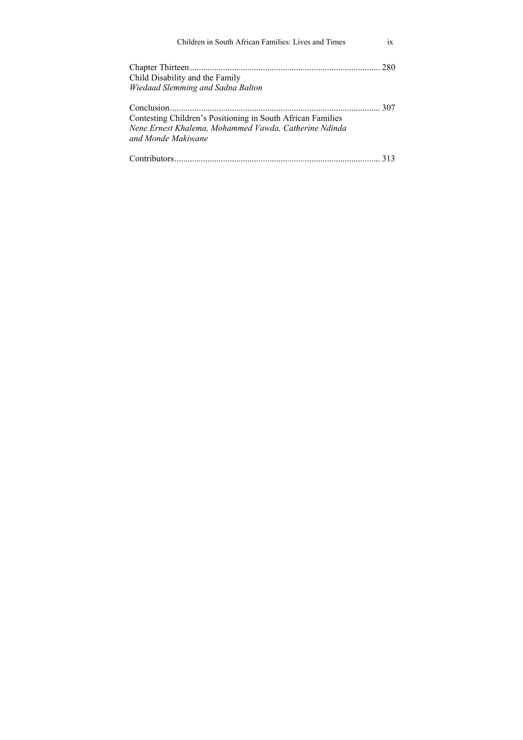Chapter Thirteen ..................................................................................... 280
Child Disability and the Family
*Wiedaad Slemming and Sadna Balton*

Conclusion .............................................................................................. 307
Contesting Children's Positioning in South African Families
*Nene Ernest Khalema, Mohammed Vawda, Catherine Ndinda and Monde Makiwane*

Contributors ............................................................................................ 313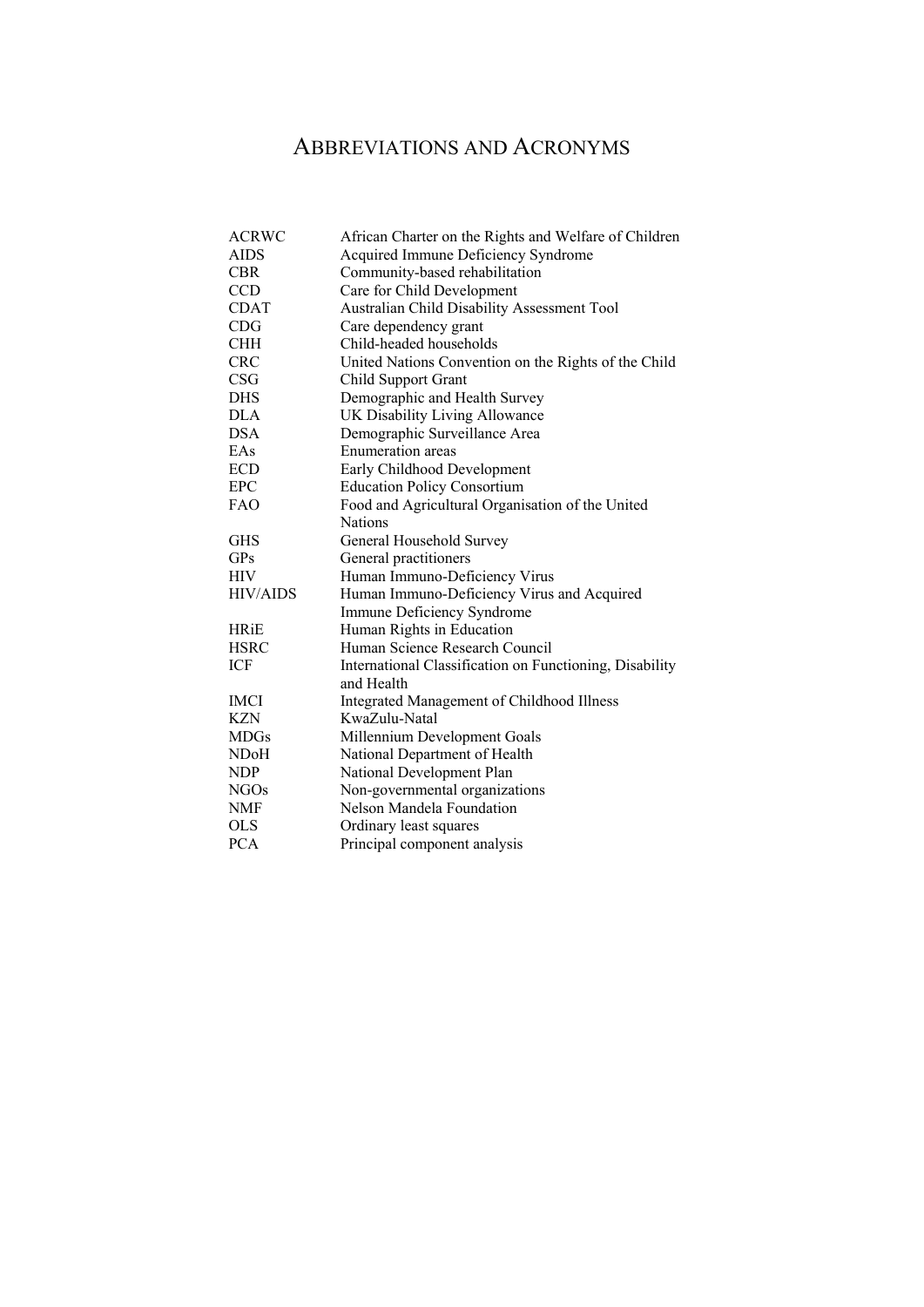# ABBREVIATIONS AND ACRONYMS

| | |
|---|---|
| ACRWC | African Charter on the Rights and Welfare of Children |
| AIDS | Acquired Immune Deficiency Syndrome |
| CBR | Community-based rehabilitation |
| CCD | Care for Child Development |
| CDAT | Australian Child Disability Assessment Tool |
| CDG | Care dependency grant |
| CHH | Child-headed households |
| CRC | United Nations Convention on the Rights of the Child |
| CSG | Child Support Grant |
| DHS | Demographic and Health Survey |
| DLA | UK Disability Living Allowance |
| DSA | Demographic Surveillance Area |
| EAs | Enumeration areas |
| ECD | Early Childhood Development |
| EPC | Education Policy Consortium |
| FAO | Food and Agricultural Organisation of the United Nations |
| GHS | General Household Survey |
| GPs | General practitioners |
| HIV | Human Immuno-Deficiency Virus |
| HIV/AIDS | Human Immuno-Deficiency Virus and Acquired Immune Deficiency Syndrome |
| HRiE | Human Rights in Education |
| HSRC | Human Science Research Council |
| ICF | International Classification on Functioning, Disability and Health |
| IMCI | Integrated Management of Childhood Illness |
| KZN | KwaZulu-Natal |
| MDGs | Millennium Development Goals |
| NDoH | National Department of Health |
| NDP | National Development Plan |
| NGOs | Non-governmental organizations |
| NMF | Nelson Mandela Foundation |
| OLS | Ordinary least squares |
| PCA | Principal component analysis |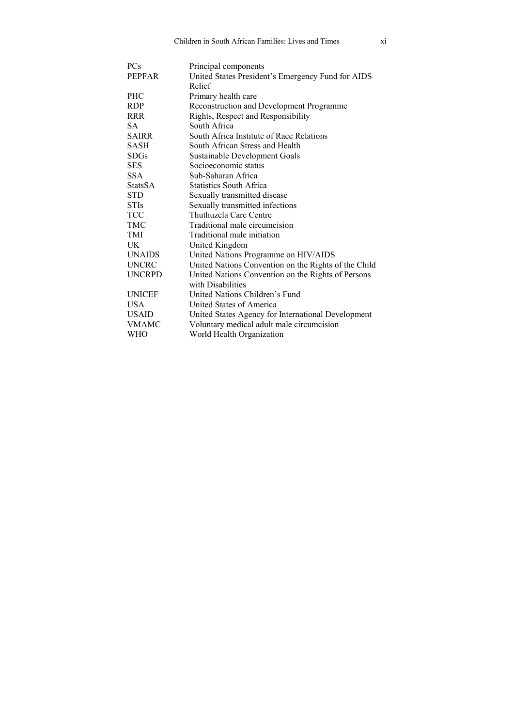| | |
|---|---|
| PCs | Principal components |
| PEPFAR | United States President's Emergency Fund for AIDS Relief |
| PHC | Primary health care |
| RDP | Reconstruction and Development Programme |
| RRR | Rights, Respect and Responsibility |
| SA | South Africa |
| SAIRR | South Africa Institute of Race Relations |
| SASH | South African Stress and Health |
| SDGs | Sustainable Development Goals |
| SES | Socioeconomic status |
| SSA | Sub-Saharan Africa |
| StatsSA | Statistics South Africa |
| STD | Sexually transmitted disease |
| STIs | Sexually transmitted infections |
| TCC | Thuthuzela Care Centre |
| TMC | Traditional male circumcision |
| TMI | Traditional male initiation |
| UK | United Kingdom |
| UNAIDS | United Nations Programme on HIV/AIDS |
| UNCRC | United Nations Convention on the Rights of the Child |
| UNCRPD | United Nations Convention on the Rights of Persons with Disabilities |
| UNICEF | United Nations Children's Fund |
| USA | United States of America |
| USAID | United States Agency for International Development |
| VMAMC | Voluntary medical adult male circumcision |
| WHO | World Health Organization |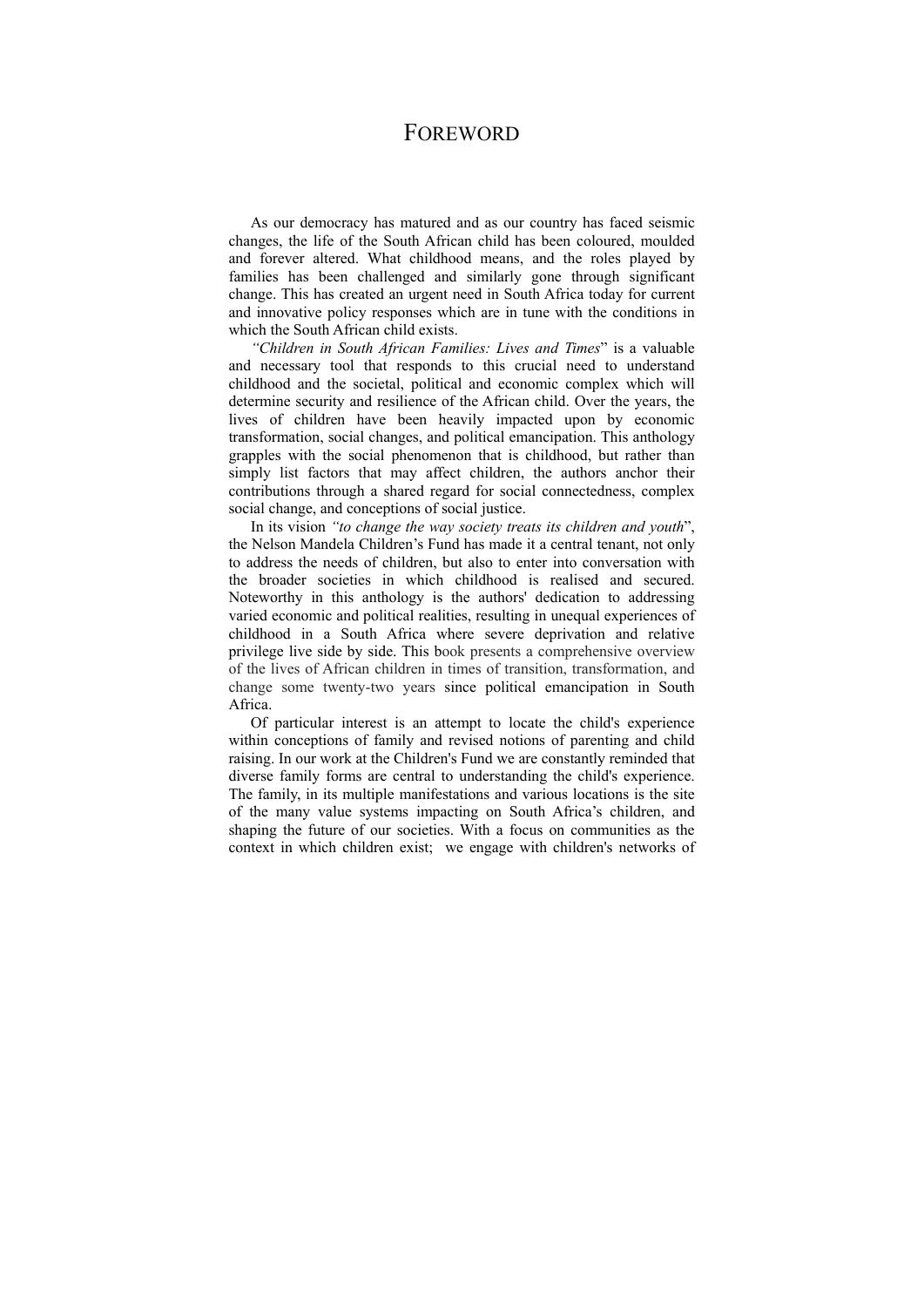# FOREWORD

As our democracy has matured and as our country has faced seismic changes, the life of the South African child has been coloured, moulded and forever altered. What childhood means, and the roles played by families has been challenged and similarly gone through significant change. This has created an urgent need in South Africa today for current and innovative policy responses which are in tune with the conditions in which the South African child exists.

*"Children in South African Families: Lives and Times*" is a valuable and necessary tool that responds to this crucial need to understand childhood and the societal, political and economic complex which will determine security and resilience of the African child. Over the years, the lives of children have been heavily impacted upon by economic transformation, social changes, and political emancipation. This anthology grapples with the social phenomenon that is childhood, but rather than simply list factors that may affect children, the authors anchor their contributions through a shared regard for social connectedness, complex social change, and conceptions of social justice.

In its vision *"to change the way society treats its children and youth*", the Nelson Mandela Children's Fund has made it a central tenant, not only to address the needs of children, but also to enter into conversation with the broader societies in which childhood is realised and secured. Noteworthy in this anthology is the authors' dedication to addressing varied economic and political realities, resulting in unequal experiences of childhood in a South Africa where severe deprivation and relative privilege live side by side. This book presents a comprehensive overview of the lives of African children in times of transition, transformation, and change some twenty-two years since political emancipation in South Africa.

Of particular interest is an attempt to locate the child's experience within conceptions of family and revised notions of parenting and child raising. In our work at the Children's Fund we are constantly reminded that diverse family forms are central to understanding the child's experience. The family, in its multiple manifestations and various locations is the site of the many value systems impacting on South Africa's children, and shaping the future of our societies. With a focus on communities as the context in which children exist; we engage with children's networks of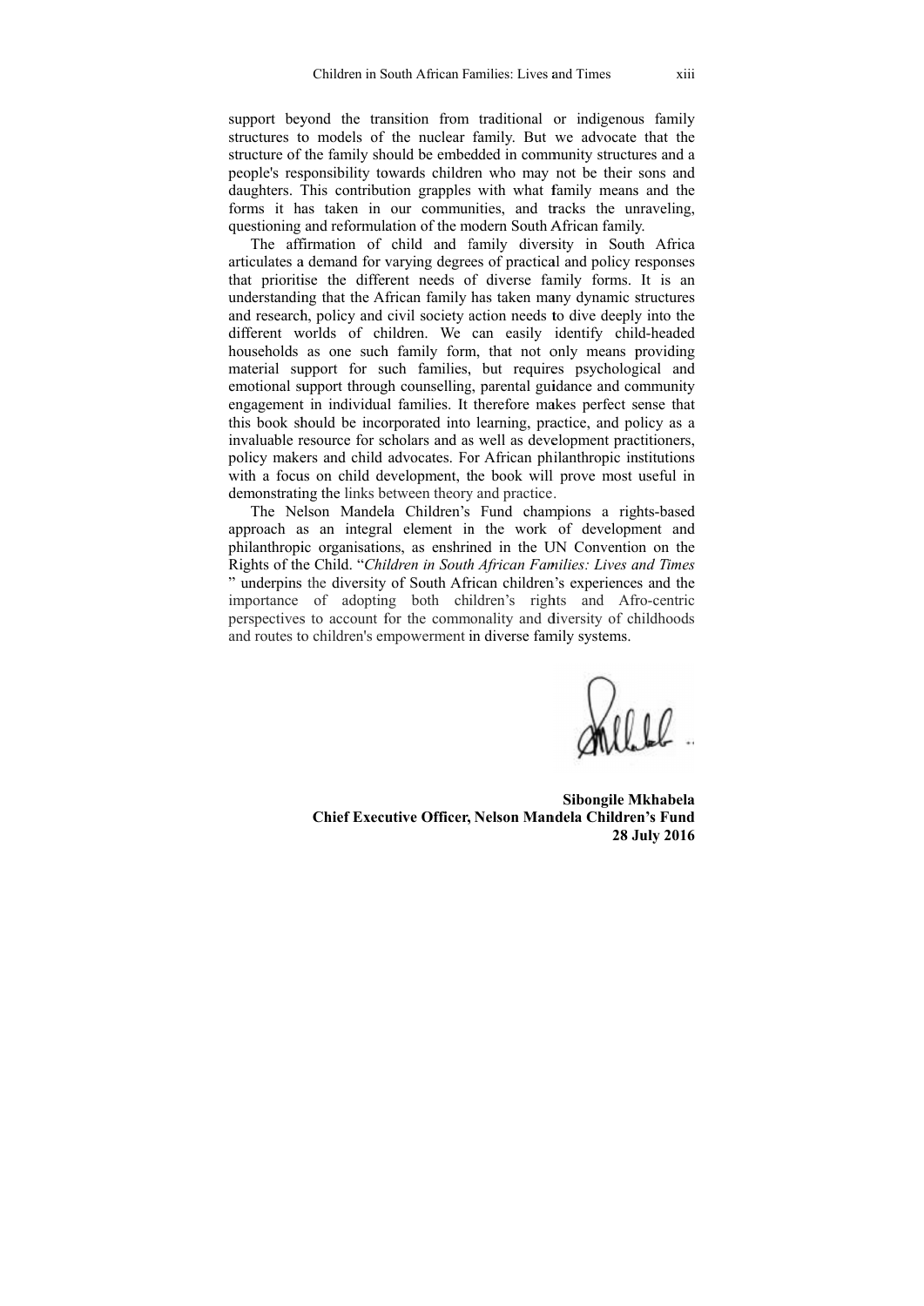support beyond the transition from traditional or indigenous family structures to models of the nuclear family. But we advocate that the structure of the family should be embedded in community structures and a people's responsibility towards children who may not be their sons and daughters. This contribution grapples with what family means and the forms it has taken in our communities, and tracks the unraveling, questioning and reformulation of the modern South African family.

The affirmation of child and family diversity in South Africa articulates a demand for varying degrees of practical and policy responses that prioritise the different needs of diverse family forms. It is an understanding that the African family has taken many dynamic structures and research, policy and civil society action needs to dive deeply into the different worlds of children. We can easily identify child-headed households as one such family form, that not only means providing material support for such families, but requires psychological and emotional support through counselling, parental guidance and community engagement in individual families. It therefore makes perfect sense that this book should be incorporated into learning, practice, and policy as a invaluable resource for scholars and as well as development practitioners, policy makers and child advocates. For African philanthropic institutions with a focus on child development, the book will prove most useful in demonstrating the links between theory and practice.

The Nelson Mandela Children's Fund champions a rights-based approach as an integral element in the work of development and philanthropic organisations, as enshrined in the UN Convention on the Rights of the Child. "*Children in South African Families: Lives and Times* " underpins the diversity of South African children's experiences and the importance of adopting both children's rights and Afro-centric perspectives to account for the commonality and diversity of childhoods and routes to children's empowerment in diverse family systems.

**Sibongile Mkhabela**
**Chief Executive Officer, Nelson Mandela Children's Fund**
**28 July 2016**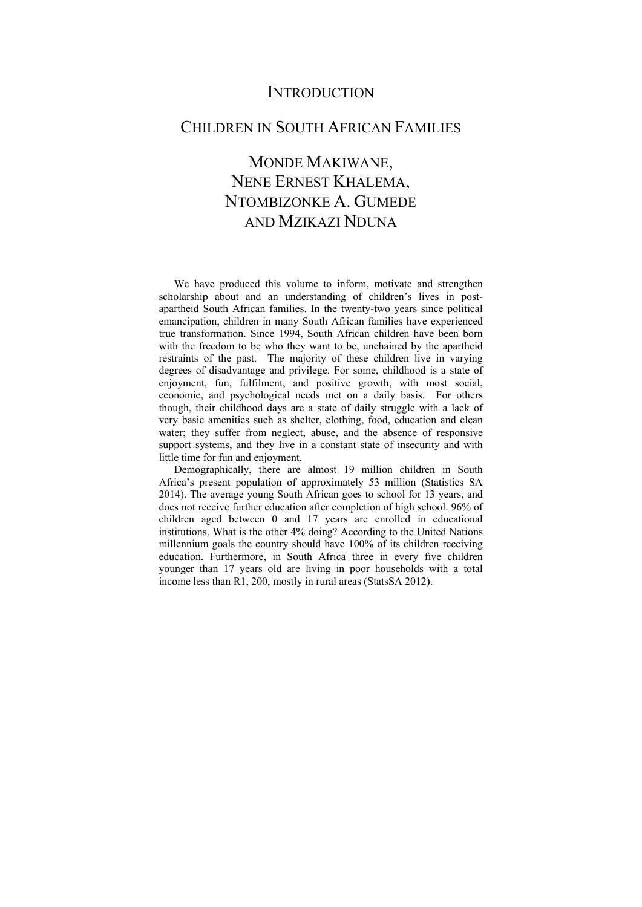# INTRODUCTION

## CHILDREN IN SOUTH AFRICAN FAMILIES

### MONDE MAKIWANE, NENE ERNEST KHALEMA, NTOMBIZONKE A. GUMEDE AND MZIKAZI NDUNA

We have produced this volume to inform, motivate and strengthen scholarship about and an understanding of children's lives in post-apartheid South African families. In the twenty-two years since political emancipation, children in many South African families have experienced true transformation. Since 1994, South African children have been born with the freedom to be who they want to be, unchained by the apartheid restraints of the past. The majority of these children live in varying degrees of disadvantage and privilege. For some, childhood is a state of enjoyment, fun, fulfilment, and positive growth, with most social, economic, and psychological needs met on a daily basis. For others though, their childhood days are a state of daily struggle with a lack of very basic amenities such as shelter, clothing, food, education and clean water; they suffer from neglect, abuse, and the absence of responsive support systems, and they live in a constant state of insecurity and with little time for fun and enjoyment.

Demographically, there are almost 19 million children in South Africa's present population of approximately 53 million (Statistics SA 2014). The average young South African goes to school for 13 years, and does not receive further education after completion of high school. 96% of children aged between 0 and 17 years are enrolled in educational institutions. What is the other 4% doing? According to the United Nations millennium goals the country should have 100% of its children receiving education. Furthermore, in South Africa three in every five children younger than 17 years old are living in poor households with a total income less than R1, 200, mostly in rural areas (StatsSA 2012).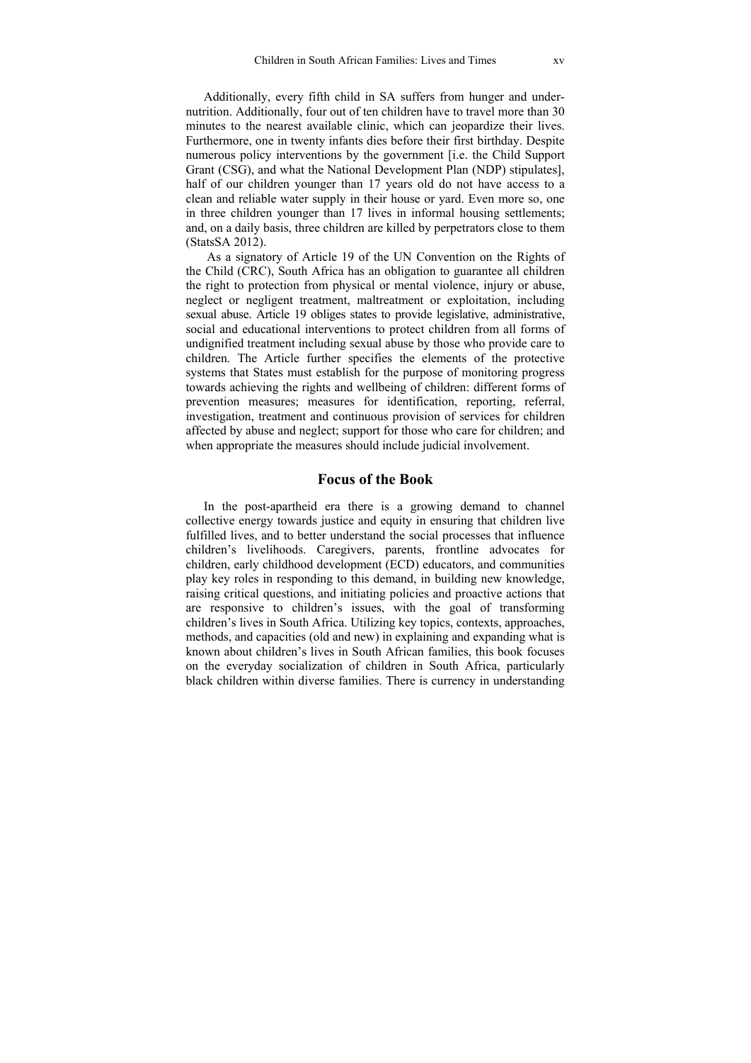Additionally, every fifth child in SA suffers from hunger and under-nutrition. Additionally, four out of ten children have to travel more than 30 minutes to the nearest available clinic, which can jeopardize their lives. Furthermore, one in twenty infants dies before their first birthday. Despite numerous policy interventions by the government [i.e. the Child Support Grant (CSG), and what the National Development Plan (NDP) stipulates], half of our children younger than 17 years old do not have access to a clean and reliable water supply in their house or yard. Even more so, one in three children younger than 17 lives in informal housing settlements; and, on a daily basis, three children are killed by perpetrators close to them (StatsSA 2012).

As a signatory of Article 19 of the UN Convention on the Rights of the Child (CRC), South Africa has an obligation to guarantee all children the right to protection from physical or mental violence, injury or abuse, neglect or negligent treatment, maltreatment or exploitation, including sexual abuse. Article 19 obliges states to provide legislative, administrative, social and educational interventions to protect children from all forms of undignified treatment including sexual abuse by those who provide care to children. The Article further specifies the elements of the protective systems that States must establish for the purpose of monitoring progress towards achieving the rights and wellbeing of children: different forms of prevention measures; measures for identification, reporting, referral, investigation, treatment and continuous provision of services for children affected by abuse and neglect; support for those who care for children; and when appropriate the measures should include judicial involvement.

## Focus of the Book

In the post-apartheid era there is a growing demand to channel collective energy towards justice and equity in ensuring that children live fulfilled lives, and to better understand the social processes that influence children's livelihoods. Caregivers, parents, frontline advocates for children, early childhood development (ECD) educators, and communities play key roles in responding to this demand, in building new knowledge, raising critical questions, and initiating policies and proactive actions that are responsive to children's issues, with the goal of transforming children's lives in South Africa. Utilizing key topics, contexts, approaches, methods, and capacities (old and new) in explaining and expanding what is known about children's lives in South African families, this book focuses on the everyday socialization of children in South Africa, particularly black children within diverse families. There is currency in understanding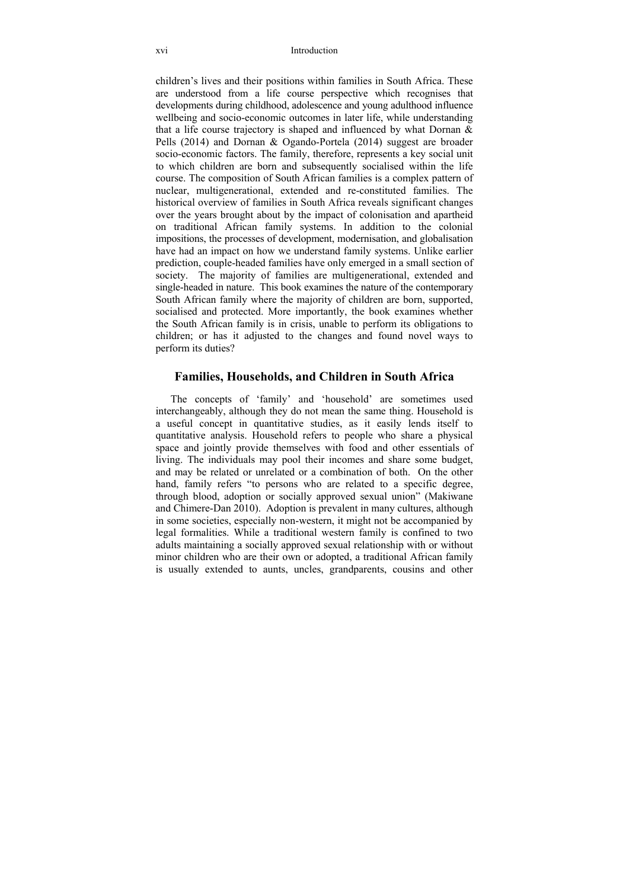children's lives and their positions within families in South Africa. These are understood from a life course perspective which recognises that developments during childhood, adolescence and young adulthood influence wellbeing and socio-economic outcomes in later life, while understanding that a life course trajectory is shaped and influenced by what Dornan & Pells (2014) and Dornan & Ogando-Portela (2014) suggest are broader socio-economic factors. The family, therefore, represents a key social unit to which children are born and subsequently socialised within the life course. The composition of South African families is a complex pattern of nuclear, multigenerational, extended and re-constituted families. The historical overview of families in South Africa reveals significant changes over the years brought about by the impact of colonisation and apartheid on traditional African family systems. In addition to the colonial impositions, the processes of development, modernisation, and globalisation have had an impact on how we understand family systems. Unlike earlier prediction, couple-headed families have only emerged in a small section of society. The majority of families are multigenerational, extended and single-headed in nature. This book examines the nature of the contemporary South African family where the majority of children are born, supported, socialised and protected. More importantly, the book examines whether the South African family is in crisis, unable to perform its obligations to children; or has it adjusted to the changes and found novel ways to perform its duties?

## Families, Households, and Children in South Africa

The concepts of 'family' and 'household' are sometimes used interchangeably, although they do not mean the same thing. Household is a useful concept in quantitative studies, as it easily lends itself to quantitative analysis. Household refers to people who share a physical space and jointly provide themselves with food and other essentials of living. The individuals may pool their incomes and share some budget, and may be related or unrelated or a combination of both. On the other hand, family refers "to persons who are related to a specific degree, through blood, adoption or socially approved sexual union" (Makiwane and Chimere-Dan 2010). Adoption is prevalent in many cultures, although in some societies, especially non-western, it might not be accompanied by legal formalities. While a traditional western family is confined to two adults maintaining a socially approved sexual relationship with or without minor children who are their own or adopted, a traditional African family is usually extended to aunts, uncles, grandparents, cousins and other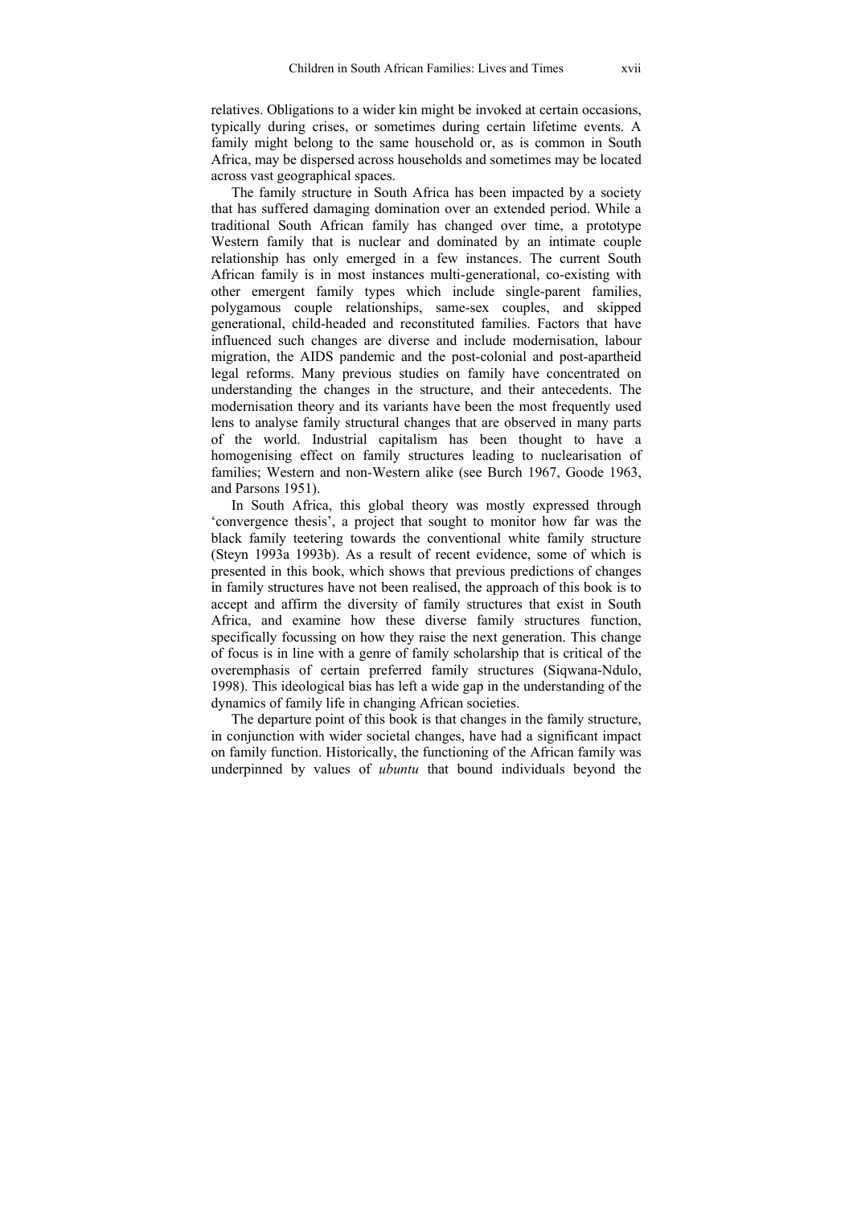relatives. Obligations to a wider kin might be invoked at certain occasions, typically during crises, or sometimes during certain lifetime events. A family might belong to the same household or, as is common in South Africa, may be dispersed across households and sometimes may be located across vast geographical spaces.

The family structure in South Africa has been impacted by a society that has suffered damaging domination over an extended period. While a traditional South African family has changed over time, a prototype Western family that is nuclear and dominated by an intimate couple relationship has only emerged in a few instances. The current South African family is in most instances multi-generational, co-existing with other emergent family types which include single-parent families, polygamous couple relationships, same-sex couples, and skipped generational, child-headed and reconstituted families. Factors that have influenced such changes are diverse and include modernisation, labour migration, the AIDS pandemic and the post-colonial and post-apartheid legal reforms. Many previous studies on family have concentrated on understanding the changes in the structure, and their antecedents. The modernisation theory and its variants have been the most frequently used lens to analyse family structural changes that are observed in many parts of the world. Industrial capitalism has been thought to have a homogenising effect on family structures leading to nuclearisation of families; Western and non-Western alike (see Burch 1967, Goode 1963, and Parsons 1951).

In South Africa, this global theory was mostly expressed through 'convergence thesis', a project that sought to monitor how far was the black family teetering towards the conventional white family structure (Steyn 1993a 1993b). As a result of recent evidence, some of which is presented in this book, which shows that previous predictions of changes in family structures have not been realised, the approach of this book is to accept and affirm the diversity of family structures that exist in South Africa, and examine how these diverse family structures function, specifically focussing on how they raise the next generation. This change of focus is in line with a genre of family scholarship that is critical of the overemphasis of certain preferred family structures (Siqwana-Ndulo, 1998). This ideological bias has left a wide gap in the understanding of the dynamics of family life in changing African societies.

The departure point of this book is that changes in the family structure, in conjunction with wider societal changes, have had a significant impact on family function. Historically, the functioning of the African family was underpinned by values of *ubuntu* that bound individuals beyond the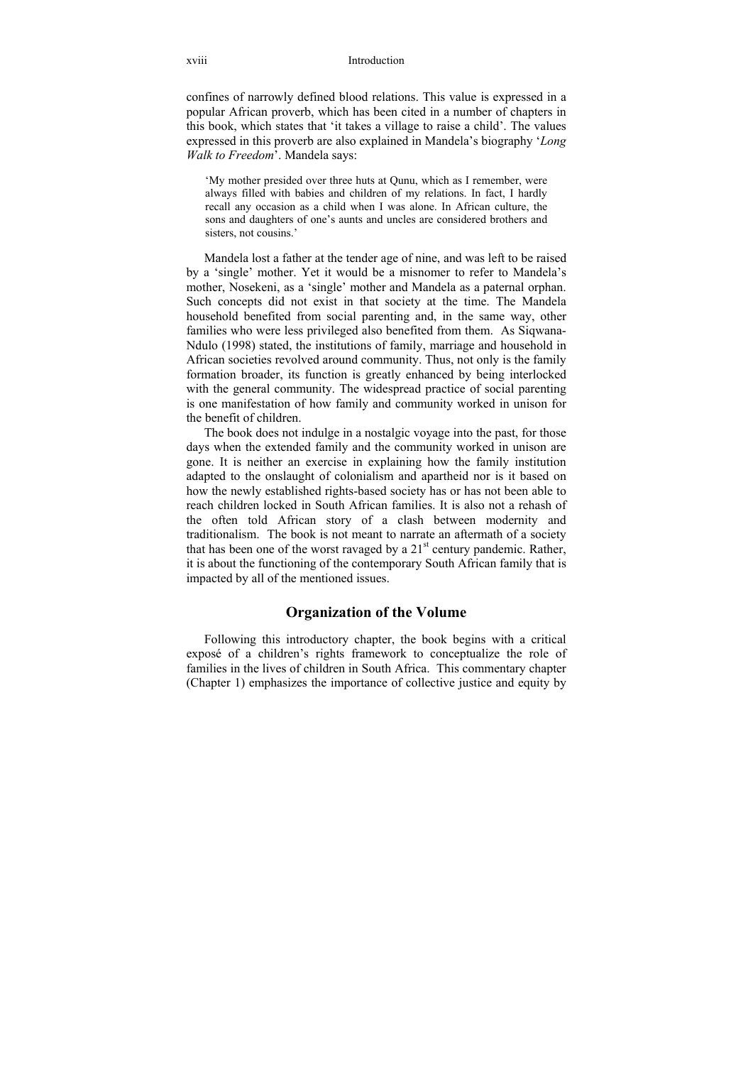confines of narrowly defined blood relations. This value is expressed in a popular African proverb, which has been cited in a number of chapters in this book, which states that 'it takes a village to raise a child'. The values expressed in this proverb are also explained in Mandela's biography '*Long Walk to Freedom*'. Mandela says:

> 'My mother presided over three huts at Qunu, which as I remember, were always filled with babies and children of my relations. In fact, I hardly recall any occasion as a child when I was alone. In African culture, the sons and daughters of one's aunts and uncles are considered brothers and sisters, not cousins.'

Mandela lost a father at the tender age of nine, and was left to be raised by a 'single' mother. Yet it would be a misnomer to refer to Mandela's mother, Nosekeni, as a 'single' mother and Mandela as a paternal orphan. Such concepts did not exist in that society at the time. The Mandela household benefited from social parenting and, in the same way, other families who were less privileged also benefited from them. As Siqwana-Ndulo (1998) stated, the institutions of family, marriage and household in African societies revolved around community. Thus, not only is the family formation broader, its function is greatly enhanced by being interlocked with the general community. The widespread practice of social parenting is one manifestation of how family and community worked in unison for the benefit of children.

The book does not indulge in a nostalgic voyage into the past, for those days when the extended family and the community worked in unison are gone. It is neither an exercise in explaining how the family institution adapted to the onslaught of colonialism and apartheid nor is it based on how the newly established rights-based society has or has not been able to reach children locked in South African families. It is also not a rehash of the often told African story of a clash between modernity and traditionalism. The book is not meant to narrate an aftermath of a society that has been one of the worst ravaged by a 21st century pandemic. Rather, it is about the functioning of the contemporary South African family that is impacted by all of the mentioned issues.

## Organization of the Volume

Following this introductory chapter, the book begins with a critical exposé of a children's rights framework to conceptualize the role of families in the lives of children in South Africa. This commentary chapter (Chapter 1) emphasizes the importance of collective justice and equity by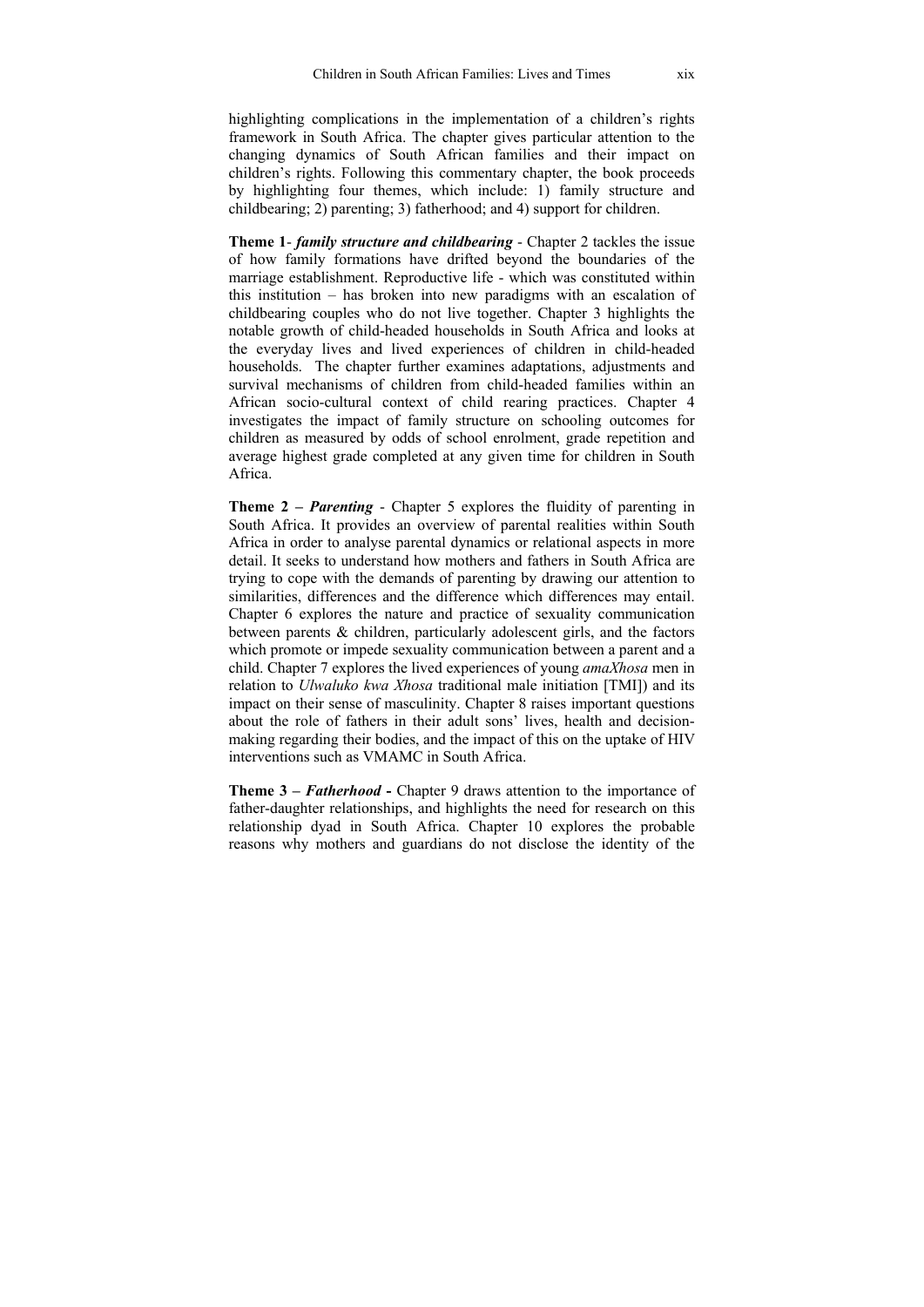highlighting complications in the implementation of a children's rights framework in South Africa. The chapter gives particular attention to the changing dynamics of South African families and their impact on children's rights. Following this commentary chapter, the book proceeds by highlighting four themes, which include: 1) family structure and childbearing; 2) parenting; 3) fatherhood; and 4) support for children.

**Theme 1**- ***family structure and childbearing*** - Chapter 2 tackles the issue of how family formations have drifted beyond the boundaries of the marriage establishment. Reproductive life - which was constituted within this institution – has broken into new paradigms with an escalation of childbearing couples who do not live together. Chapter 3 highlights the notable growth of child-headed households in South Africa and looks at the everyday lives and lived experiences of children in child-headed households. The chapter further examines adaptations, adjustments and survival mechanisms of children from child-headed families within an African socio-cultural context of child rearing practices. Chapter 4 investigates the impact of family structure on schooling outcomes for children as measured by odds of school enrolment, grade repetition and average highest grade completed at any given time for children in South Africa.

**Theme 2 –** ***Parenting*** - Chapter 5 explores the fluidity of parenting in South Africa. It provides an overview of parental realities within South Africa in order to analyse parental dynamics or relational aspects in more detail. It seeks to understand how mothers and fathers in South Africa are trying to cope with the demands of parenting by drawing our attention to similarities, differences and the difference which differences may entail. Chapter 6 explores the nature and practice of sexuality communication between parents & children, particularly adolescent girls, and the factors which promote or impede sexuality communication between a parent and a child. Chapter 7 explores the lived experiences of young *amaXhosa* men in relation to *Ulwaluko kwa Xhosa* traditional male initiation [TMI]) and its impact on their sense of masculinity. Chapter 8 raises important questions about the role of fathers in their adult sons' lives, health and decision-making regarding their bodies, and the impact of this on the uptake of HIV interventions such as VMAMC in South Africa.

**Theme 3 –** ***Fatherhood*** **-** Chapter 9 draws attention to the importance of father-daughter relationships, and highlights the need for research on this relationship dyad in South Africa. Chapter 10 explores the probable reasons why mothers and guardians do not disclose the identity of the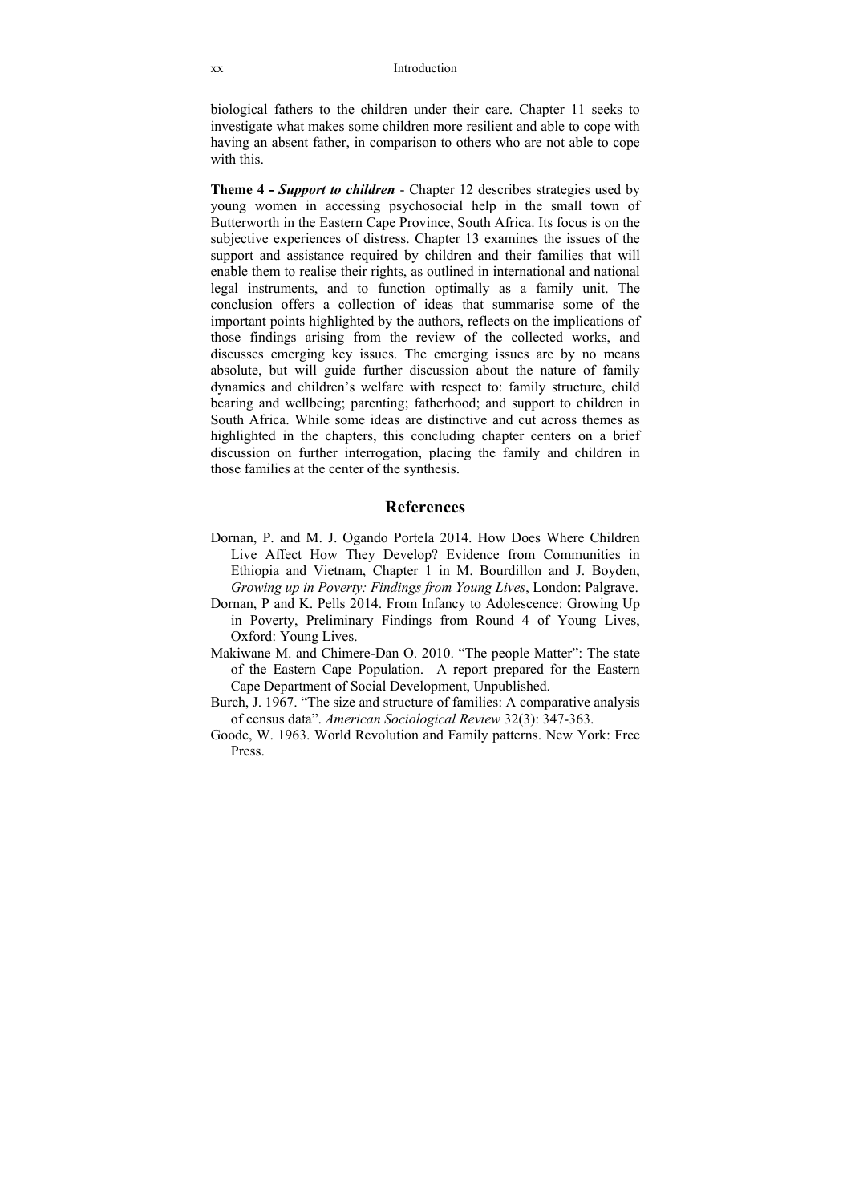biological fathers to the children under their care. Chapter 11 seeks to investigate what makes some children more resilient and able to cope with having an absent father, in comparison to others who are not able to cope with this.

**Theme 4 -** ***Support to children*** - Chapter 12 describes strategies used by young women in accessing psychosocial help in the small town of Butterworth in the Eastern Cape Province, South Africa. Its focus is on the subjective experiences of distress. Chapter 13 examines the issues of the support and assistance required by children and their families that will enable them to realise their rights, as outlined in international and national legal instruments, and to function optimally as a family unit. The conclusion offers a collection of ideas that summarise some of the important points highlighted by the authors, reflects on the implications of those findings arising from the review of the collected works, and discusses emerging key issues. The emerging issues are by no means absolute, but will guide further discussion about the nature of family dynamics and children's welfare with respect to: family structure, child bearing and wellbeing; parenting; fatherhood; and support to children in South Africa. While some ideas are distinctive and cut across themes as highlighted in the chapters, this concluding chapter centers on a brief discussion on further interrogation, placing the family and children in those families at the center of the synthesis.

## References

Dornan, P. and M. J. Ogando Portela 2014. How Does Where Children Live Affect How They Develop? Evidence from Communities in Ethiopia and Vietnam, Chapter 1 in M. Bourdillon and J. Boyden, *Growing up in Poverty: Findings from Young Lives*, London: Palgrave.

Dornan, P and K. Pells 2014. From Infancy to Adolescence: Growing Up in Poverty, Preliminary Findings from Round 4 of Young Lives, Oxford: Young Lives.

Makiwane M. and Chimere-Dan O. 2010. "The people Matter": The state of the Eastern Cape Population. A report prepared for the Eastern Cape Department of Social Development, Unpublished.

Burch, J. 1967. "The size and structure of families: A comparative analysis of census data". *American Sociological Review* 32(3): 347-363.

Goode, W. 1963. World Revolution and Family patterns. New York: Free Press.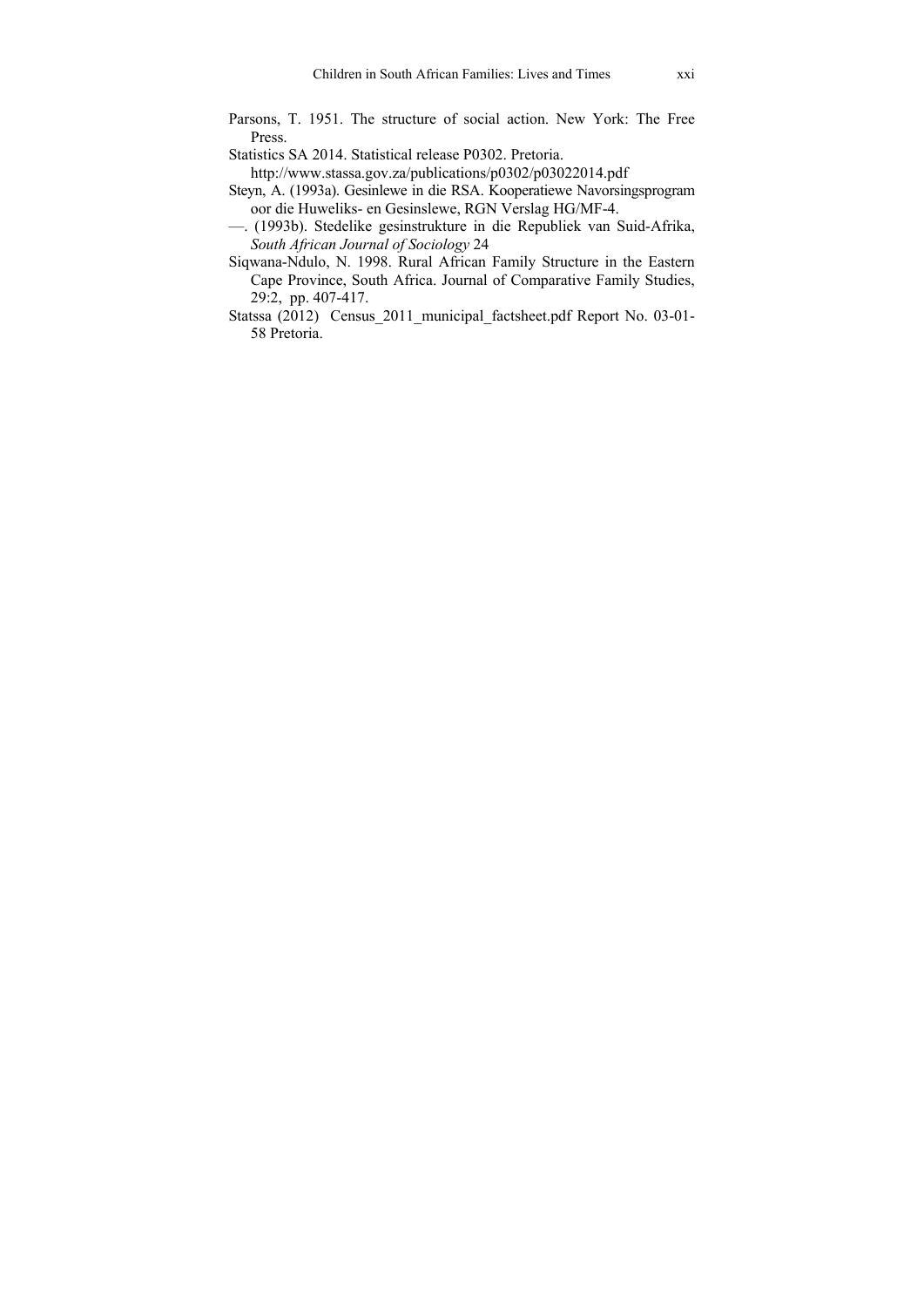Parsons, T. 1951. The structure of social action. New York: The Free Press.

Statistics SA 2014. Statistical release P0302. Pretoria. http://www.stassa.gov.za/publications/p0302/p03022014.pdf

Steyn, A. (1993a). Gesinlewe in die RSA. Kooperatiewe Navorsingsprogram oor die Huweliks- en Gesinslewe, RGN Verslag HG/MF-4.

—. (1993b). Stedelike gesinstrukture in die Republiek van Suid-Afrika, *South African Journal of Sociology* 24

Siqwana-Ndulo, N. 1998. Rural African Family Structure in the Eastern Cape Province, South Africa. Journal of Comparative Family Studies, 29:2, pp. 407-417.

Statssa (2012) Census_2011_municipal_factsheet.pdf Report No. 03-01-58 Pretoria.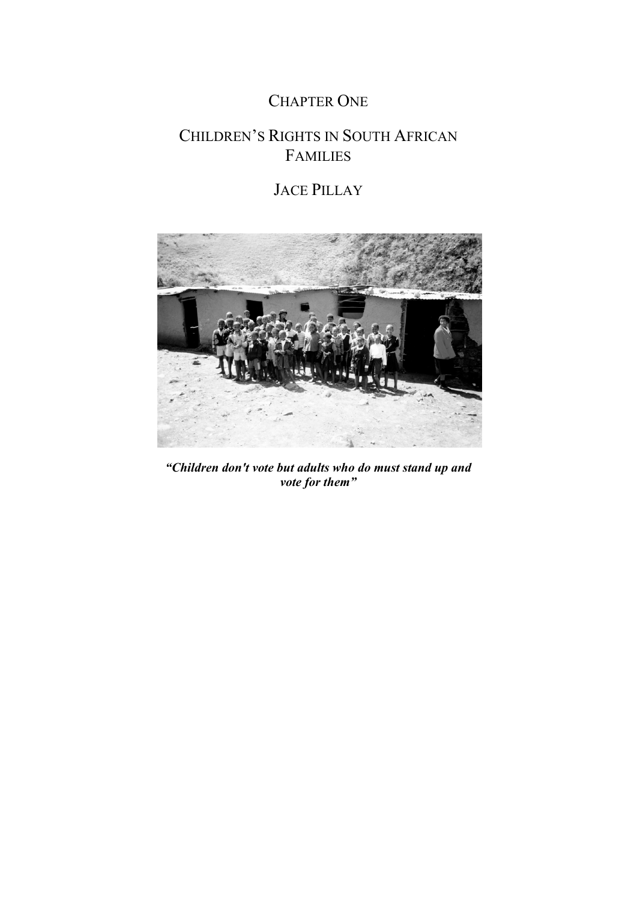# CHAPTER ONE

# CHILDREN'S RIGHTS IN SOUTH AFRICAN FAMILIES

## JACE PILLAY

***"Children don't vote but adults who do must stand up and vote for them"***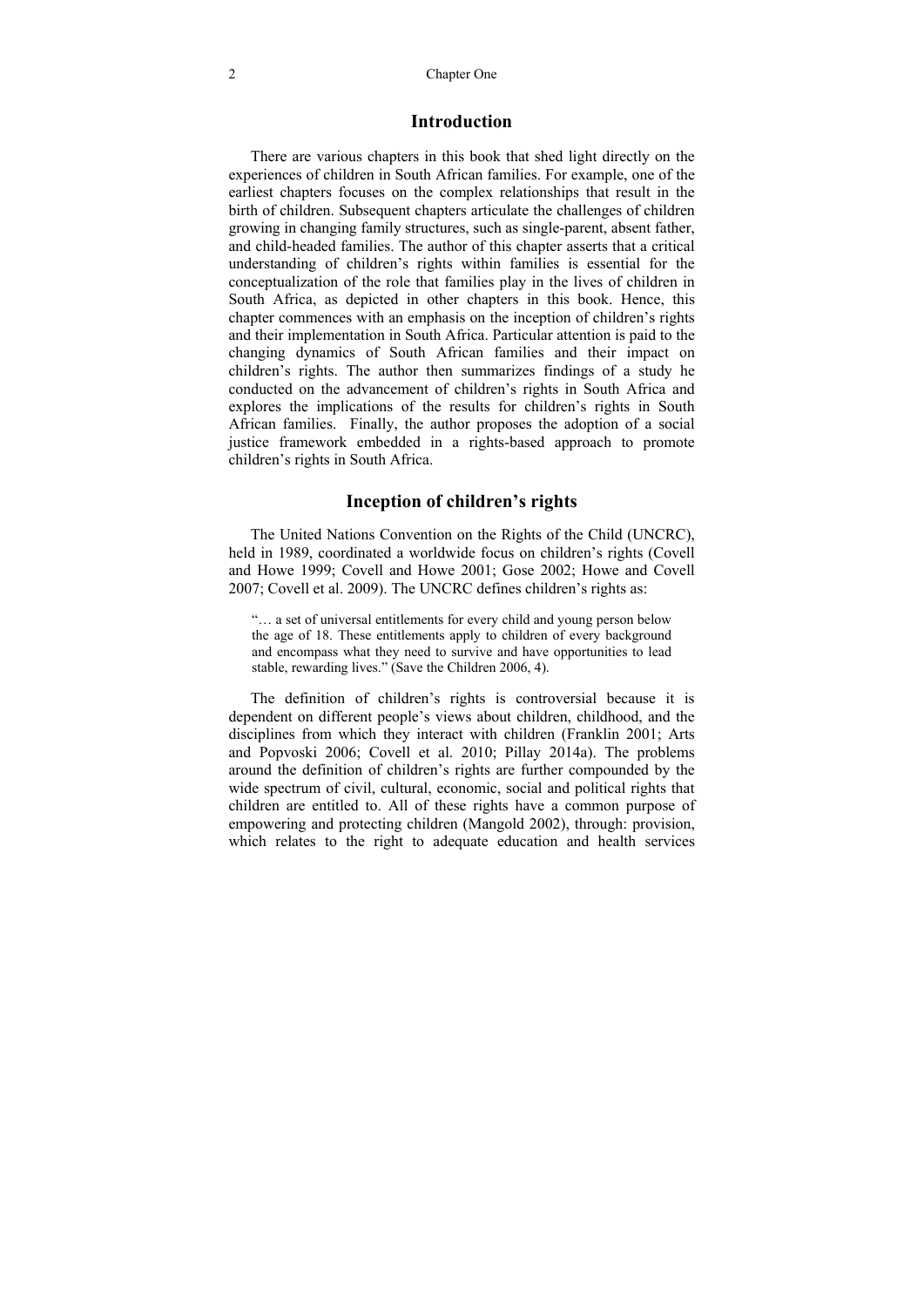## Introduction

There are various chapters in this book that shed light directly on the experiences of children in South African families. For example, one of the earliest chapters focuses on the complex relationships that result in the birth of children. Subsequent chapters articulate the challenges of children growing in changing family structures, such as single-parent, absent father, and child-headed families. The author of this chapter asserts that a critical understanding of children's rights within families is essential for the conceptualization of the role that families play in the lives of children in South Africa, as depicted in other chapters in this book. Hence, this chapter commences with an emphasis on the inception of children's rights and their implementation in South Africa. Particular attention is paid to the changing dynamics of South African families and their impact on children's rights. The author then summarizes findings of a study he conducted on the advancement of children's rights in South Africa and explores the implications of the results for children's rights in South African families. Finally, the author proposes the adoption of a social justice framework embedded in a rights-based approach to promote children's rights in South Africa.

## Inception of children's rights

The United Nations Convention on the Rights of the Child (UNCRC), held in 1989, coordinated a worldwide focus on children's rights (Covell and Howe 1999; Covell and Howe 2001; Gose 2002; Howe and Covell 2007; Covell et al. 2009). The UNCRC defines children's rights as:

> "… a set of universal entitlements for every child and young person below the age of 18. These entitlements apply to children of every background and encompass what they need to survive and have opportunities to lead stable, rewarding lives." (Save the Children 2006, 4).

The definition of children's rights is controversial because it is dependent on different people's views about children, childhood, and the disciplines from which they interact with children (Franklin 2001; Arts and Popvoski 2006; Covell et al. 2010; Pillay 2014a). The problems around the definition of children's rights are further compounded by the wide spectrum of civil, cultural, economic, social and political rights that children are entitled to. All of these rights have a common purpose of empowering and protecting children (Mangold 2002), through: provision, which relates to the right to adequate education and health services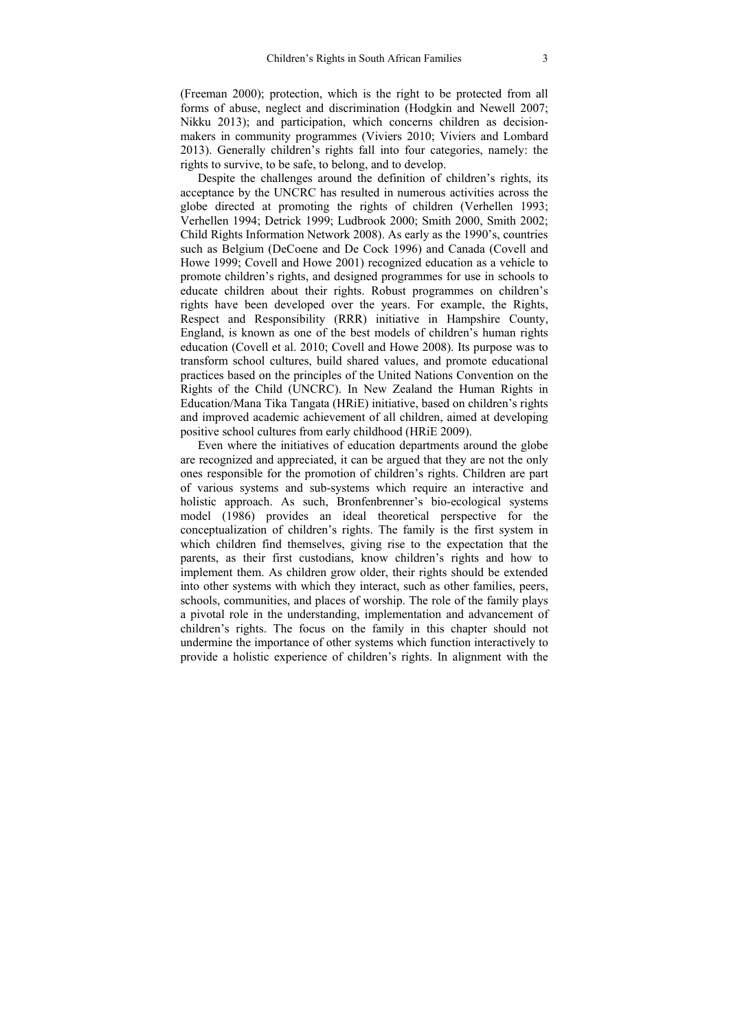(Freeman 2000); protection, which is the right to be protected from all forms of abuse, neglect and discrimination (Hodgkin and Newell 2007; Nikku 2013); and participation, which concerns children as decision-makers in community programmes (Viviers 2010; Viviers and Lombard 2013). Generally children's rights fall into four categories, namely: the rights to survive, to be safe, to belong, and to develop.

Despite the challenges around the definition of children's rights, its acceptance by the UNCRC has resulted in numerous activities across the globe directed at promoting the rights of children (Verhellen 1993; Verhellen 1994; Detrick 1999; Ludbrook 2000; Smith 2000, Smith 2002; Child Rights Information Network 2008). As early as the 1990's, countries such as Belgium (DeCoene and De Cock 1996) and Canada (Covell and Howe 1999; Covell and Howe 2001) recognized education as a vehicle to promote children's rights, and designed programmes for use in schools to educate children about their rights. Robust programmes on children's rights have been developed over the years. For example, the Rights, Respect and Responsibility (RRR) initiative in Hampshire County, England, is known as one of the best models of children's human rights education (Covell et al. 2010; Covell and Howe 2008). Its purpose was to transform school cultures, build shared values, and promote educational practices based on the principles of the United Nations Convention on the Rights of the Child (UNCRC). In New Zealand the Human Rights in Education/Mana Tika Tangata (HRiE) initiative, based on children's rights and improved academic achievement of all children, aimed at developing positive school cultures from early childhood (HRiE 2009).

Even where the initiatives of education departments around the globe are recognized and appreciated, it can be argued that they are not the only ones responsible for the promotion of children's rights. Children are part of various systems and sub-systems which require an interactive and holistic approach. As such, Bronfenbrenner's bio-ecological systems model (1986) provides an ideal theoretical perspective for the conceptualization of children's rights. The family is the first system in which children find themselves, giving rise to the expectation that the parents, as their first custodians, know children's rights and how to implement them. As children grow older, their rights should be extended into other systems with which they interact, such as other families, peers, schools, communities, and places of worship. The role of the family plays a pivotal role in the understanding, implementation and advancement of children's rights. The focus on the family in this chapter should not undermine the importance of other systems which function interactively to provide a holistic experience of children's rights. In alignment with the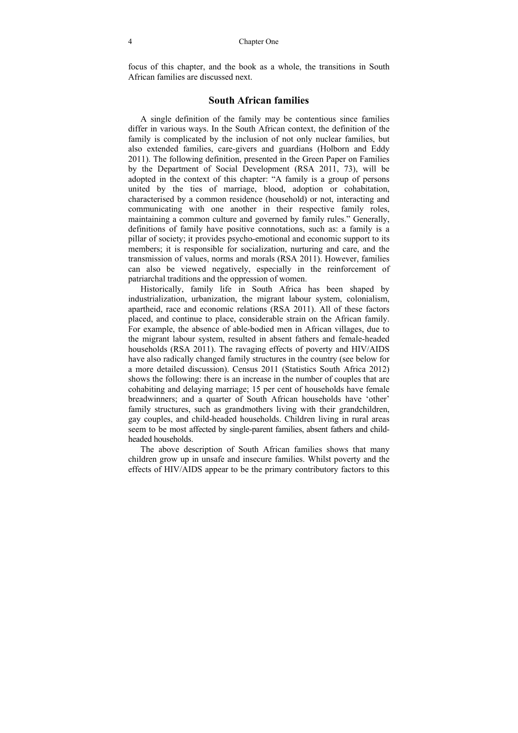focus of this chapter, and the book as a whole, the transitions in South African families are discussed next.

## South African families

A single definition of the family may be contentious since families differ in various ways. In the South African context, the definition of the family is complicated by the inclusion of not only nuclear families, but also extended families, care-givers and guardians (Holborn and Eddy 2011). The following definition, presented in the Green Paper on Families by the Department of Social Development (RSA 2011, 73), will be adopted in the context of this chapter: "A family is a group of persons united by the ties of marriage, blood, adoption or cohabitation, characterised by a common residence (household) or not, interacting and communicating with one another in their respective family roles, maintaining a common culture and governed by family rules." Generally, definitions of family have positive connotations, such as: a family is a pillar of society; it provides psycho-emotional and economic support to its members; it is responsible for socialization, nurturing and care, and the transmission of values, norms and morals (RSA 2011). However, families can also be viewed negatively, especially in the reinforcement of patriarchal traditions and the oppression of women.

Historically, family life in South Africa has been shaped by industrialization, urbanization, the migrant labour system, colonialism, apartheid, race and economic relations (RSA 2011). All of these factors placed, and continue to place, considerable strain on the African family. For example, the absence of able-bodied men in African villages, due to the migrant labour system, resulted in absent fathers and female-headed households (RSA 2011). The ravaging effects of poverty and HIV/AIDS have also radically changed family structures in the country (see below for a more detailed discussion). Census 2011 (Statistics South Africa 2012) shows the following: there is an increase in the number of couples that are cohabiting and delaying marriage; 15 per cent of households have female breadwinners; and a quarter of South African households have 'other' family structures, such as grandmothers living with their grandchildren, gay couples, and child-headed households. Children living in rural areas seem to be most affected by single-parent families, absent fathers and child-headed households.

The above description of South African families shows that many children grow up in unsafe and insecure families. Whilst poverty and the effects of HIV/AIDS appear to be the primary contributory factors to this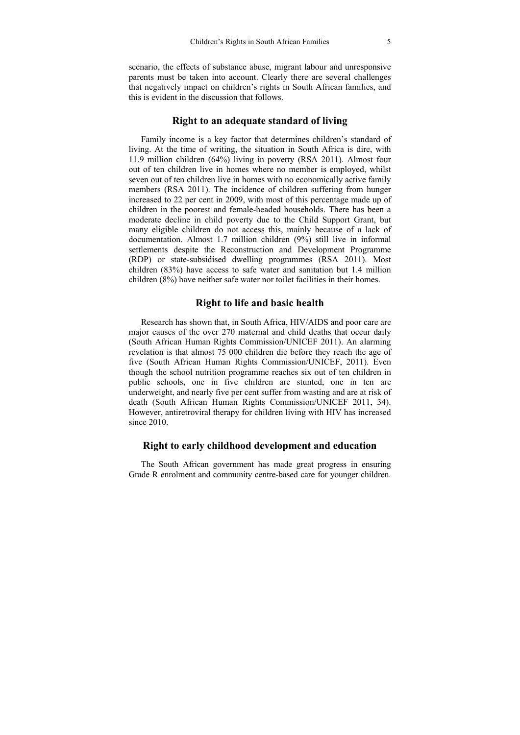scenario, the effects of substance abuse, migrant labour and unresponsive parents must be taken into account. Clearly there are several challenges that negatively impact on children's rights in South African families, and this is evident in the discussion that follows.

## Right to an adequate standard of living

Family income is a key factor that determines children's standard of living. At the time of writing, the situation in South Africa is dire, with 11.9 million children (64%) living in poverty (RSA 2011). Almost four out of ten children live in homes where no member is employed, whilst seven out of ten children live in homes with no economically active family members (RSA 2011). The incidence of children suffering from hunger increased to 22 per cent in 2009, with most of this percentage made up of children in the poorest and female-headed households. There has been a moderate decline in child poverty due to the Child Support Grant, but many eligible children do not access this, mainly because of a lack of documentation. Almost 1.7 million children (9%) still live in informal settlements despite the Reconstruction and Development Programme (RDP) or state-subsidised dwelling programmes (RSA 2011). Most children (83%) have access to safe water and sanitation but 1.4 million children (8%) have neither safe water nor toilet facilities in their homes.

## Right to life and basic health

Research has shown that, in South Africa, HIV/AIDS and poor care are major causes of the over 270 maternal and child deaths that occur daily (South African Human Rights Commission/UNICEF 2011). An alarming revelation is that almost 75 000 children die before they reach the age of five (South African Human Rights Commission/UNICEF, 2011). Even though the school nutrition programme reaches six out of ten children in public schools, one in five children are stunted, one in ten are underweight, and nearly five per cent suffer from wasting and are at risk of death (South African Human Rights Commission/UNICEF 2011, 34). However, antiretroviral therapy for children living with HIV has increased since 2010.

## Right to early childhood development and education

The South African government has made great progress in ensuring Grade R enrolment and community centre-based care for younger children.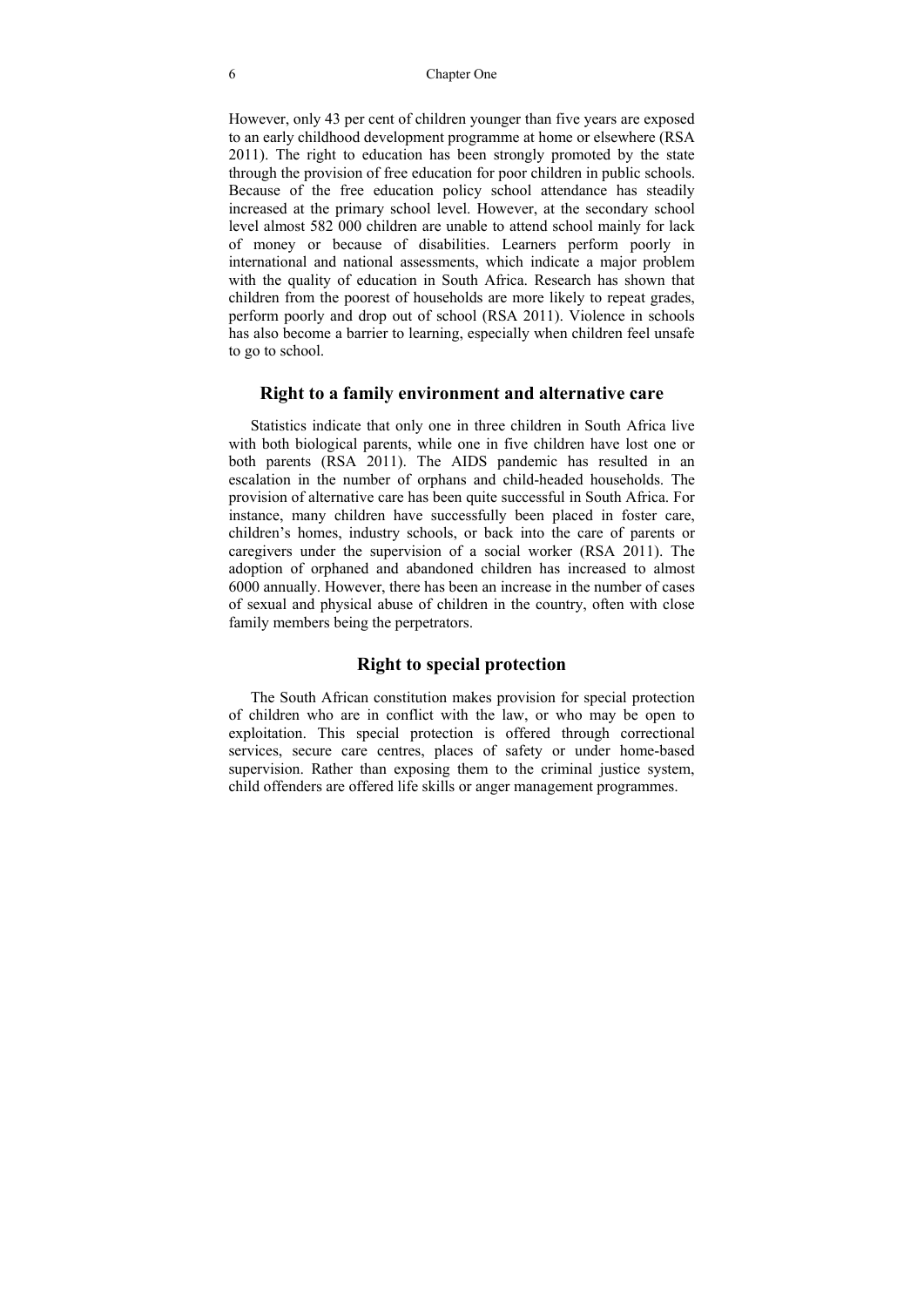However, only 43 per cent of children younger than five years are exposed to an early childhood development programme at home or elsewhere (RSA 2011). The right to education has been strongly promoted by the state through the provision of free education for poor children in public schools. Because of the free education policy school attendance has steadily increased at the primary school level. However, at the secondary school level almost 582 000 children are unable to attend school mainly for lack of money or because of disabilities. Learners perform poorly in international and national assessments, which indicate a major problem with the quality of education in South Africa. Research has shown that children from the poorest of households are more likely to repeat grades, perform poorly and drop out of school (RSA 2011). Violence in schools has also become a barrier to learning, especially when children feel unsafe to go to school.

## Right to a family environment and alternative care

Statistics indicate that only one in three children in South Africa live with both biological parents, while one in five children have lost one or both parents (RSA 2011). The AIDS pandemic has resulted in an escalation in the number of orphans and child-headed households. The provision of alternative care has been quite successful in South Africa. For instance, many children have successfully been placed in foster care, children's homes, industry schools, or back into the care of parents or caregivers under the supervision of a social worker (RSA 2011). The adoption of orphaned and abandoned children has increased to almost 6000 annually. However, there has been an increase in the number of cases of sexual and physical abuse of children in the country, often with close family members being the perpetrators.

## Right to special protection

The South African constitution makes provision for special protection of children who are in conflict with the law, or who may be open to exploitation. This special protection is offered through correctional services, secure care centres, places of safety or under home-based supervision. Rather than exposing them to the criminal justice system, child offenders are offered life skills or anger management programmes.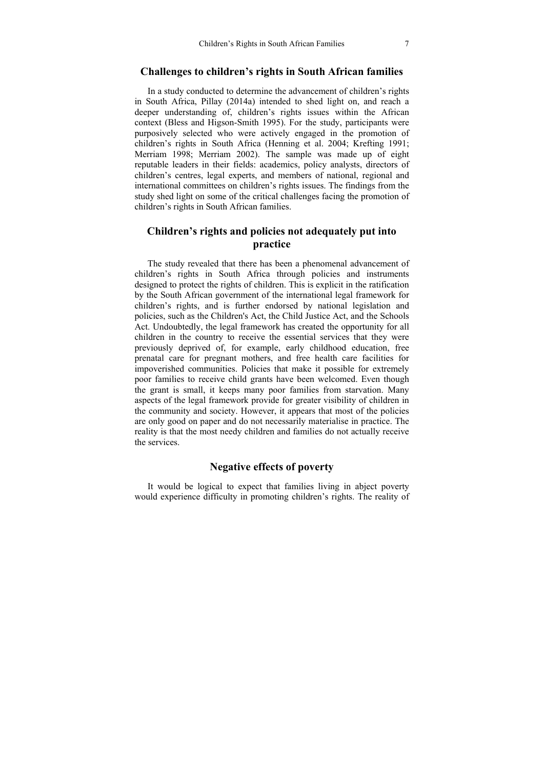## Challenges to children's rights in South African families

In a study conducted to determine the advancement of children's rights in South Africa, Pillay (2014a) intended to shed light on, and reach a deeper understanding of, children's rights issues within the African context (Bless and Higson-Smith 1995). For the study, participants were purposively selected who were actively engaged in the promotion of children's rights in South Africa (Henning et al. 2004; Krefting 1991; Merriam 1998; Merriam 2002). The sample was made up of eight reputable leaders in their fields: academics, policy analysts, directors of children's centres, legal experts, and members of national, regional and international committees on children's rights issues. The findings from the study shed light on some of the critical challenges facing the promotion of children's rights in South African families.

## Children's rights and policies not adequately put into practice

The study revealed that there has been a phenomenal advancement of children's rights in South Africa through policies and instruments designed to protect the rights of children. This is explicit in the ratification by the South African government of the international legal framework for children's rights, and is further endorsed by national legislation and policies, such as the Children's Act, the Child Justice Act, and the Schools Act. Undoubtedly, the legal framework has created the opportunity for all children in the country to receive the essential services that they were previously deprived of, for example, early childhood education, free prenatal care for pregnant mothers, and free health care facilities for impoverished communities. Policies that make it possible for extremely poor families to receive child grants have been welcomed. Even though the grant is small, it keeps many poor families from starvation. Many aspects of the legal framework provide for greater visibility of children in the community and society. However, it appears that most of the policies are only good on paper and do not necessarily materialise in practice. The reality is that the most needy children and families do not actually receive the services.

## Negative effects of poverty

It would be logical to expect that families living in abject poverty would experience difficulty in promoting children's rights. The reality of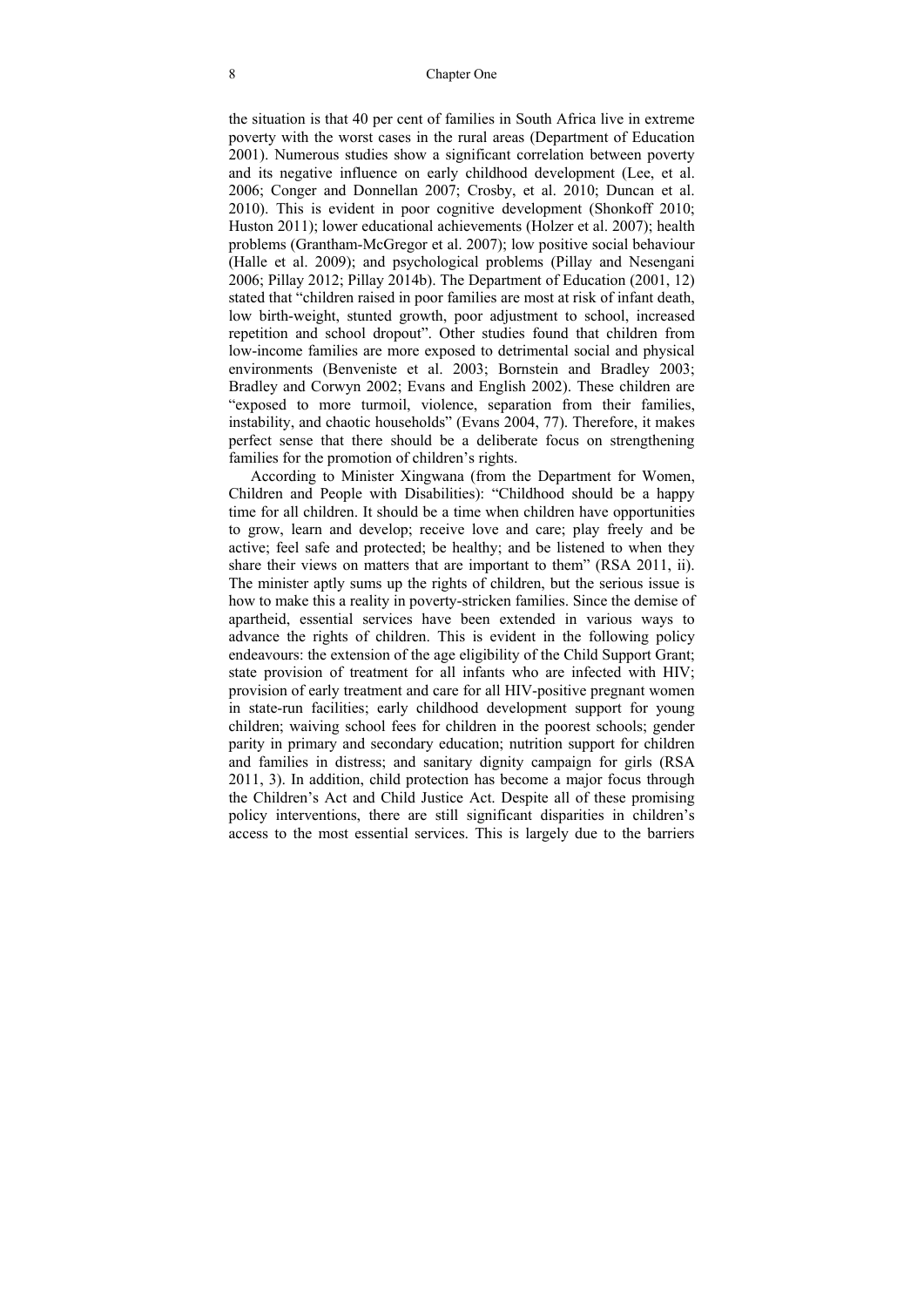the situation is that 40 per cent of families in South Africa live in extreme poverty with the worst cases in the rural areas (Department of Education 2001). Numerous studies show a significant correlation between poverty and its negative influence on early childhood development (Lee, et al. 2006; Conger and Donnellan 2007; Crosby, et al. 2010; Duncan et al. 2010). This is evident in poor cognitive development (Shonkoff 2010; Huston 2011); lower educational achievements (Holzer et al. 2007); health problems (Grantham-McGregor et al. 2007); low positive social behaviour (Halle et al. 2009); and psychological problems (Pillay and Nesengani 2006; Pillay 2012; Pillay 2014b). The Department of Education (2001, 12) stated that "children raised in poor families are most at risk of infant death, low birth-weight, stunted growth, poor adjustment to school, increased repetition and school dropout". Other studies found that children from low-income families are more exposed to detrimental social and physical environments (Benveniste et al. 2003; Bornstein and Bradley 2003; Bradley and Corwyn 2002; Evans and English 2002). These children are "exposed to more turmoil, violence, separation from their families, instability, and chaotic households" (Evans 2004, 77). Therefore, it makes perfect sense that there should be a deliberate focus on strengthening families for the promotion of children's rights.

According to Minister Xingwana (from the Department for Women, Children and People with Disabilities): "Childhood should be a happy time for all children. It should be a time when children have opportunities to grow, learn and develop; receive love and care; play freely and be active; feel safe and protected; be healthy; and be listened to when they share their views on matters that are important to them" (RSA 2011, ii). The minister aptly sums up the rights of children, but the serious issue is how to make this a reality in poverty-stricken families. Since the demise of apartheid, essential services have been extended in various ways to advance the rights of children. This is evident in the following policy endeavours: the extension of the age eligibility of the Child Support Grant; state provision of treatment for all infants who are infected with HIV; provision of early treatment and care for all HIV-positive pregnant women in state-run facilities; early childhood development support for young children; waiving school fees for children in the poorest schools; gender parity in primary and secondary education; nutrition support for children and families in distress; and sanitary dignity campaign for girls (RSA 2011, 3). In addition, child protection has become a major focus through the Children's Act and Child Justice Act. Despite all of these promising policy interventions, there are still significant disparities in children's access to the most essential services. This is largely due to the barriers